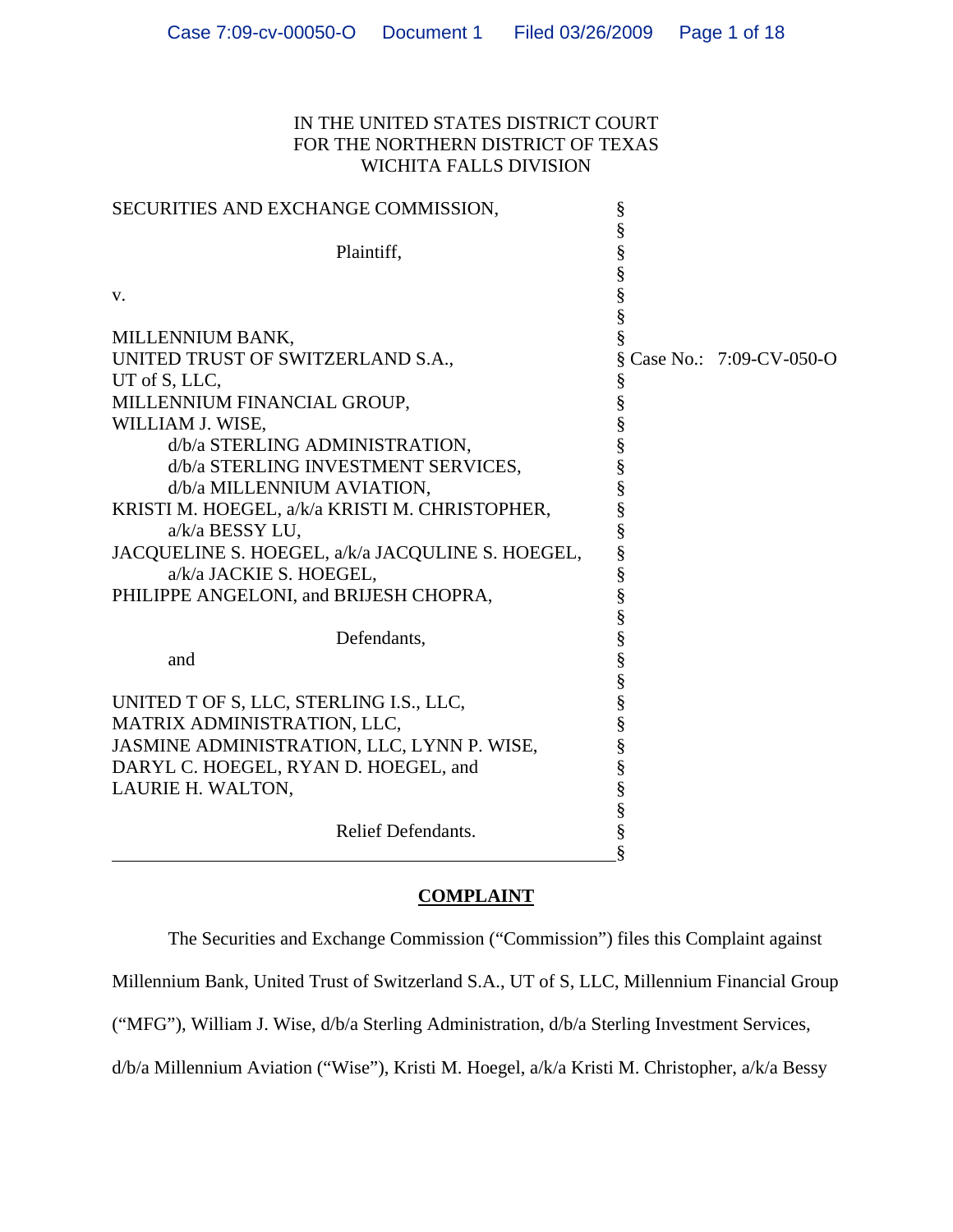IN THE UNITED STATES DISTRICT COURT
FOR THE NORTHERN DISTRICT OF TEXAS
WICHITA FALLS DIVISION

SECURITIES AND EXCHANGE COMMISSION,

Plaintiff,

v.

MILLENNIUM BANK,
UNITED TRUST OF SWITZERLAND S.A.,
UT of S, LLC,
MILLENNIUM FINANCIAL GROUP,
WILLIAM J. WISE,
d/b/a STERLING ADMINISTRATION,
d/b/a STERLING INVESTMENT SERVICES,
d/b/a MILLENNIUM AVIATION,
KRISTI M. HOEGEL, a/k/a KRISTI M. CHRISTOPHER,
a/k/a BESSY LU,
JACQUELINE S. HOEGEL, a/k/a JACQULINE S. HOEGEL,
a/k/a JACKIE S. HOEGEL,
PHILIPPE ANGELONI, and BRIJESH CHOPRA,

Defendants,

and

UNITED T OF S, LLC, STERLING I.S., LLC,
MATRIX ADMINISTRATION, LLC,
JASMINE ADMINISTRATION, LLC, LYNN P. WISE,
DARYL C. HOEGEL, RYAN D. HOEGEL, and
LAURIE H. WALTON,

Relief Defendants.

Case No.: 7:09-CV-050-O

## COMPLAINT

The Securities and Exchange Commission ("Commission") files this Complaint against Millennium Bank, United Trust of Switzerland S.A., UT of S, LLC, Millennium Financial Group ("MFG"), William J. Wise, d/b/a Sterling Administration, d/b/a Sterling Investment Services, d/b/a Millennium Aviation ("Wise"), Kristi M. Hoegel, a/k/a Kristi M. Christopher, a/k/a Bessy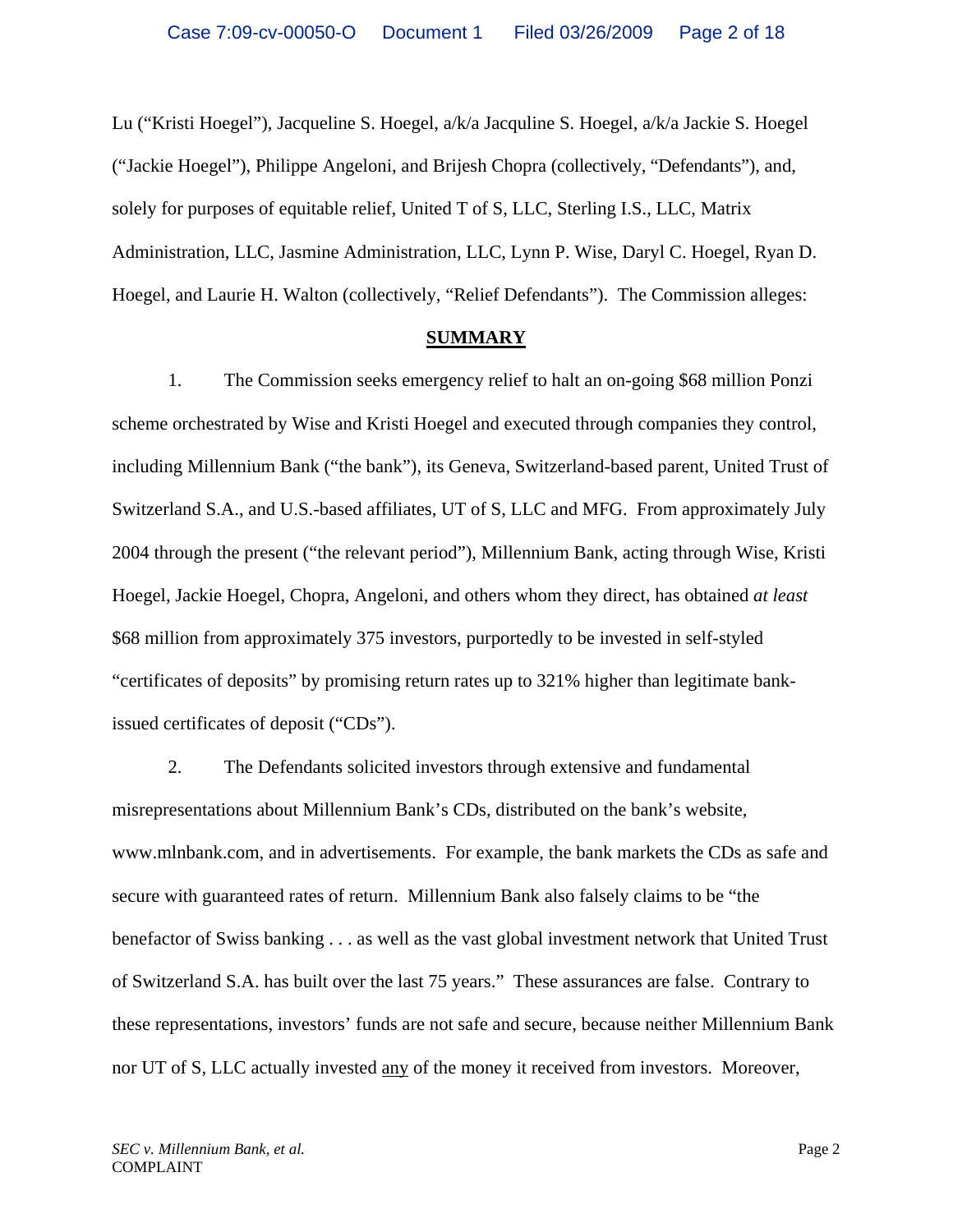Lu ("Kristi Hoegel"), Jacqueline S. Hoegel, a/k/a Jacquline S. Hoegel, a/k/a Jackie S. Hoegel ("Jackie Hoegel"), Philippe Angeloni, and Brijesh Chopra (collectively, "Defendants"), and, solely for purposes of equitable relief, United T of S, LLC, Sterling I.S., LLC, Matrix Administration, LLC, Jasmine Administration, LLC, Lynn P. Wise, Daryl C. Hoegel, Ryan D. Hoegel, and Laurie H. Walton (collectively, "Relief Defendants"). The Commission alleges:

## SUMMARY

1. The Commission seeks emergency relief to halt an on-going $68 million Ponzi scheme orchestrated by Wise and Kristi Hoegel and executed through companies they control, including Millennium Bank ("the bank"), its Geneva, Switzerland-based parent, United Trust of Switzerland S.A., and U.S.-based affiliates, UT of S, LLC and MFG. From approximately July 2004 through the present ("the relevant period"), Millennium Bank, acting through Wise, Kristi Hoegel, Jackie Hoegel, Chopra, Angeloni, and others whom they direct, has obtained *at least* $68 million from approximately 375 investors, purportedly to be invested in self-styled "certificates of deposits" by promising return rates up to 321% higher than legitimate bank-issued certificates of deposit ("CDs").

2. The Defendants solicited investors through extensive and fundamental misrepresentations about Millennium Bank's CDs, distributed on the bank's website, www.mlnbank.com, and in advertisements. For example, the bank markets the CDs as safe and secure with guaranteed rates of return. Millennium Bank also falsely claims to be "the benefactor of Swiss banking . . . as well as the vast global investment network that United Trust of Switzerland S.A. has built over the last 75 years." These assurances are false. Contrary to these representations, investors' funds are not safe and secure, because neither Millennium Bank nor UT of S, LLC actually invested any of the money it received from investors. Moreover,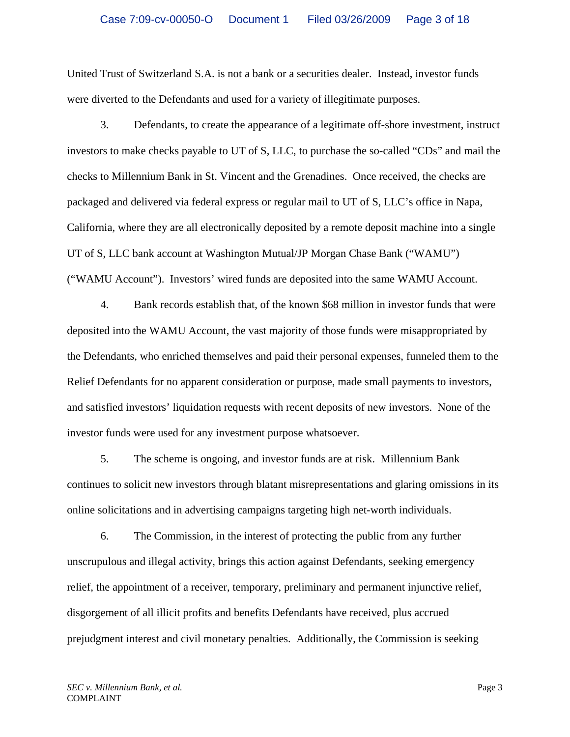United Trust of Switzerland S.A. is not a bank or a securities dealer. Instead, investor funds were diverted to the Defendants and used for a variety of illegitimate purposes.

3. Defendants, to create the appearance of a legitimate off-shore investment, instruct investors to make checks payable to UT of S, LLC, to purchase the so-called "CDs" and mail the checks to Millennium Bank in St. Vincent and the Grenadines. Once received, the checks are packaged and delivered via federal express or regular mail to UT of S, LLC's office in Napa, California, where they are all electronically deposited by a remote deposit machine into a single UT of S, LLC bank account at Washington Mutual/JP Morgan Chase Bank ("WAMU") ("WAMU Account"). Investors' wired funds are deposited into the same WAMU Account.

4. Bank records establish that, of the known $68 million in investor funds that were deposited into the WAMU Account, the vast majority of those funds were misappropriated by the Defendants, who enriched themselves and paid their personal expenses, funneled them to the Relief Defendants for no apparent consideration or purpose, made small payments to investors, and satisfied investors' liquidation requests with recent deposits of new investors. None of the investor funds were used for any investment purpose whatsoever.

5. The scheme is ongoing, and investor funds are at risk. Millennium Bank continues to solicit new investors through blatant misrepresentations and glaring omissions in its online solicitations and in advertising campaigns targeting high net-worth individuals.

6. The Commission, in the interest of protecting the public from any further unscrupulous and illegal activity, brings this action against Defendants, seeking emergency relief, the appointment of a receiver, temporary, preliminary and permanent injunctive relief, disgorgement of all illicit profits and benefits Defendants have received, plus accrued prejudgment interest and civil monetary penalties. Additionally, the Commission is seeking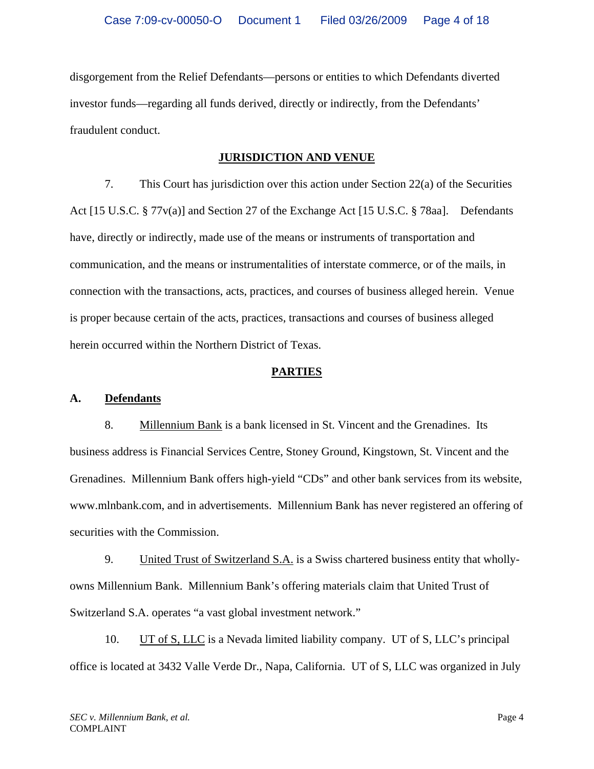disgorgement from the Relief Defendants—persons or entities to which Defendants diverted investor funds—regarding all funds derived, directly or indirectly, from the Defendants' fraudulent conduct.

## JURISDICTION AND VENUE

7. This Court has jurisdiction over this action under Section 22(a) of the Securities Act [15 U.S.C. § 77v(a)] and Section 27 of the Exchange Act [15 U.S.C. § 78aa]. Defendants have, directly or indirectly, made use of the means or instruments of transportation and communication, and the means or instrumentalities of interstate commerce, or of the mails, in connection with the transactions, acts, practices, and courses of business alleged herein. Venue is proper because certain of the acts, practices, transactions and courses of business alleged herein occurred within the Northern District of Texas.

## PARTIES

### A. Defendants

8. Millennium Bank is a bank licensed in St. Vincent and the Grenadines. Its business address is Financial Services Centre, Stoney Ground, Kingstown, St. Vincent and the Grenadines. Millennium Bank offers high-yield "CDs" and other bank services from its website, www.mlnbank.com, and in advertisements. Millennium Bank has never registered an offering of securities with the Commission.

9. United Trust of Switzerland S.A. is a Swiss chartered business entity that wholly-owns Millennium Bank. Millennium Bank's offering materials claim that United Trust of Switzerland S.A. operates "a vast global investment network."

10. UT of S, LLC is a Nevada limited liability company. UT of S, LLC's principal office is located at 3432 Valle Verde Dr., Napa, California. UT of S, LLC was organized in July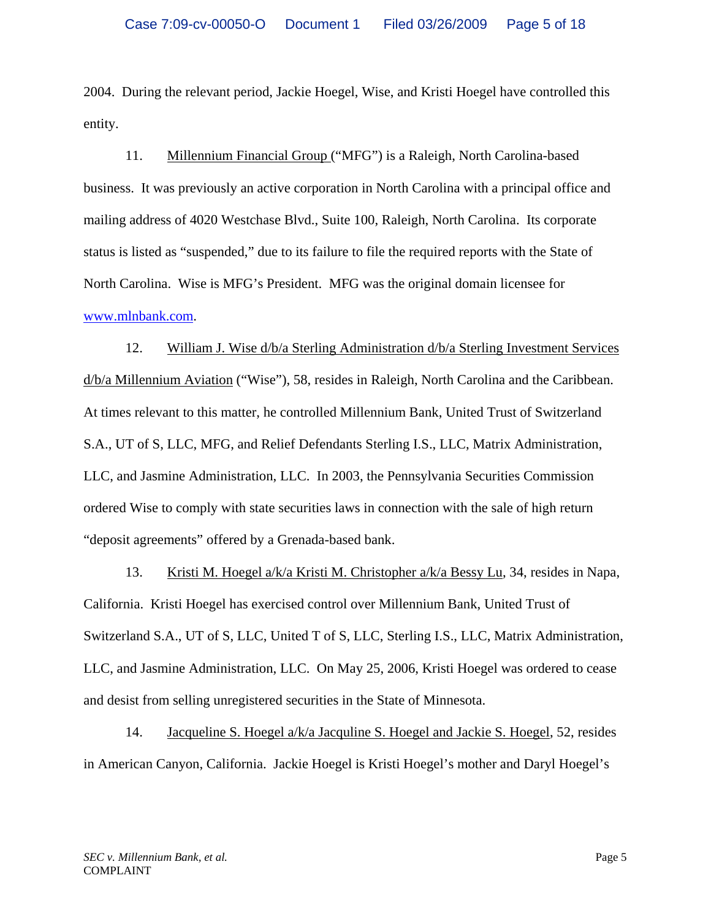2004. During the relevant period, Jackie Hoegel, Wise, and Kristi Hoegel have controlled this entity.

11. Millennium Financial Group ("MFG") is a Raleigh, North Carolina-based business. It was previously an active corporation in North Carolina with a principal office and mailing address of 4020 Westchase Blvd., Suite 100, Raleigh, North Carolina. Its corporate status is listed as "suspended," due to its failure to file the required reports with the State of North Carolina. Wise is MFG's President. MFG was the original domain licensee for www.mlnbank.com.

12. William J. Wise d/b/a Sterling Administration d/b/a Sterling Investment Services d/b/a Millennium Aviation ("Wise"), 58, resides in Raleigh, North Carolina and the Caribbean. At times relevant to this matter, he controlled Millennium Bank, United Trust of Switzerland S.A., UT of S, LLC, MFG, and Relief Defendants Sterling I.S., LLC, Matrix Administration, LLC, and Jasmine Administration, LLC. In 2003, the Pennsylvania Securities Commission ordered Wise to comply with state securities laws in connection with the sale of high return "deposit agreements" offered by a Grenada-based bank.

13. Kristi M. Hoegel a/k/a Kristi M. Christopher a/k/a Bessy Lu, 34, resides in Napa, California. Kristi Hoegel has exercised control over Millennium Bank, United Trust of Switzerland S.A., UT of S, LLC, United T of S, LLC, Sterling I.S., LLC, Matrix Administration, LLC, and Jasmine Administration, LLC. On May 25, 2006, Kristi Hoegel was ordered to cease and desist from selling unregistered securities in the State of Minnesota.

14. Jacqueline S. Hoegel a/k/a Jacquline S. Hoegel and Jackie S. Hoegel, 52, resides in American Canyon, California. Jackie Hoegel is Kristi Hoegel's mother and Daryl Hoegel's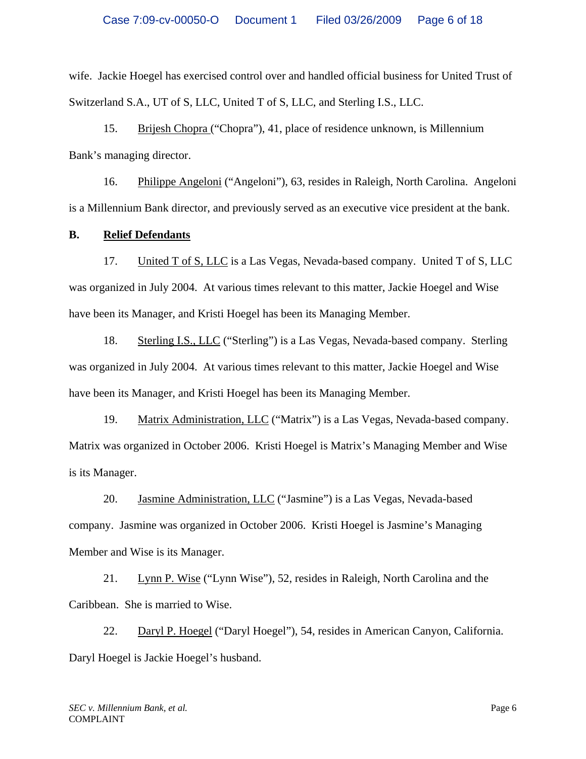wife. Jackie Hoegel has exercised control over and handled official business for United Trust of Switzerland S.A., UT of S, LLC, United T of S, LLC, and Sterling I.S., LLC.

15. Brijesh Chopra ("Chopra"), 41, place of residence unknown, is Millennium Bank's managing director.

16. Philippe Angeloni ("Angeloni"), 63, resides in Raleigh, North Carolina. Angeloni is a Millennium Bank director, and previously served as an executive vice president at the bank.

**B. Relief Defendants**

17. United T of S, LLC is a Las Vegas, Nevada-based company. United T of S, LLC was organized in July 2004. At various times relevant to this matter, Jackie Hoegel and Wise have been its Manager, and Kristi Hoegel has been its Managing Member.

18. Sterling I.S., LLC ("Sterling") is a Las Vegas, Nevada-based company. Sterling was organized in July 2004. At various times relevant to this matter, Jackie Hoegel and Wise have been its Manager, and Kristi Hoegel has been its Managing Member.

19. Matrix Administration, LLC ("Matrix") is a Las Vegas, Nevada-based company. Matrix was organized in October 2006. Kristi Hoegel is Matrix's Managing Member and Wise is its Manager.

20. Jasmine Administration, LLC ("Jasmine") is a Las Vegas, Nevada-based company. Jasmine was organized in October 2006. Kristi Hoegel is Jasmine's Managing Member and Wise is its Manager.

21. Lynn P. Wise ("Lynn Wise"), 52, resides in Raleigh, North Carolina and the Caribbean. She is married to Wise.

22. Daryl P. Hoegel ("Daryl Hoegel"), 54, resides in American Canyon, California. Daryl Hoegel is Jackie Hoegel's husband.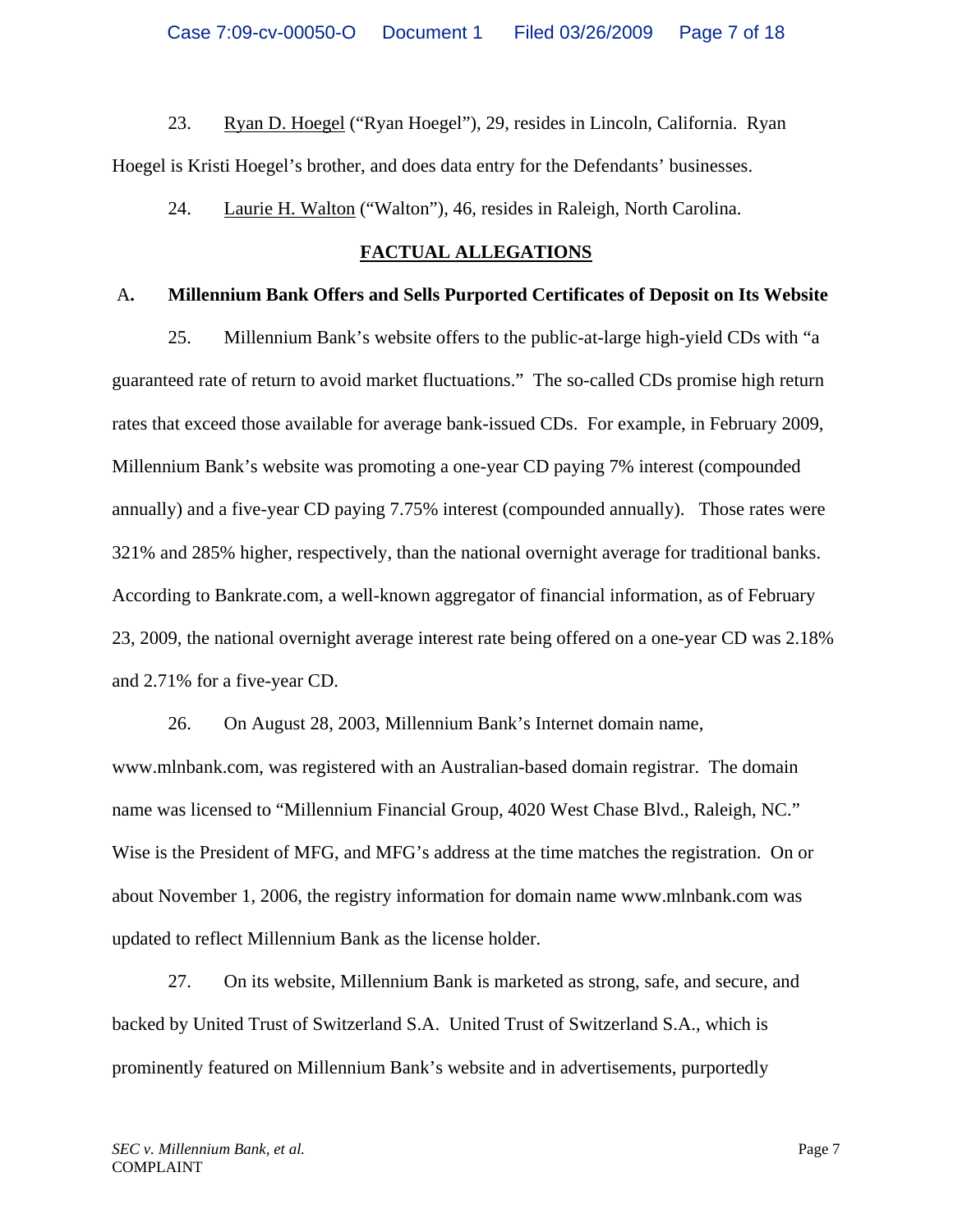23. <u>Ryan D. Hoegel</u> ("Ryan Hoegel"), 29, resides in Lincoln, California. Ryan Hoegel is Kristi Hoegel's brother, and does data entry for the Defendants' businesses.

24. <u>Laurie H. Walton</u> ("Walton"), 46, resides in Raleigh, North Carolina.

## FACTUAL ALLEGATIONS

### A. Millennium Bank Offers and Sells Purported Certificates of Deposit on Its Website

25. Millennium Bank's website offers to the public-at-large high-yield CDs with "a guaranteed rate of return to avoid market fluctuations." The so-called CDs promise high return rates that exceed those available for average bank-issued CDs. For example, in February 2009, Millennium Bank's website was promoting a one-year CD paying 7% interest (compounded annually) and a five-year CD paying 7.75% interest (compounded annually). Those rates were 321% and 285% higher, respectively, than the national overnight average for traditional banks. According to Bankrate.com, a well-known aggregator of financial information, as of February 23, 2009, the national overnight average interest rate being offered on a one-year CD was 2.18% and 2.71% for a five-year CD.

26. On August 28, 2003, Millennium Bank's Internet domain name, www.mlnbank.com, was registered with an Australian-based domain registrar. The domain name was licensed to "Millennium Financial Group, 4020 West Chase Blvd., Raleigh, NC." Wise is the President of MFG, and MFG's address at the time matches the registration. On or about November 1, 2006, the registry information for domain name www.mlnbank.com was updated to reflect Millennium Bank as the license holder.

27. On its website, Millennium Bank is marketed as strong, safe, and secure, and backed by United Trust of Switzerland S.A. United Trust of Switzerland S.A., which is prominently featured on Millennium Bank's website and in advertisements, purportedly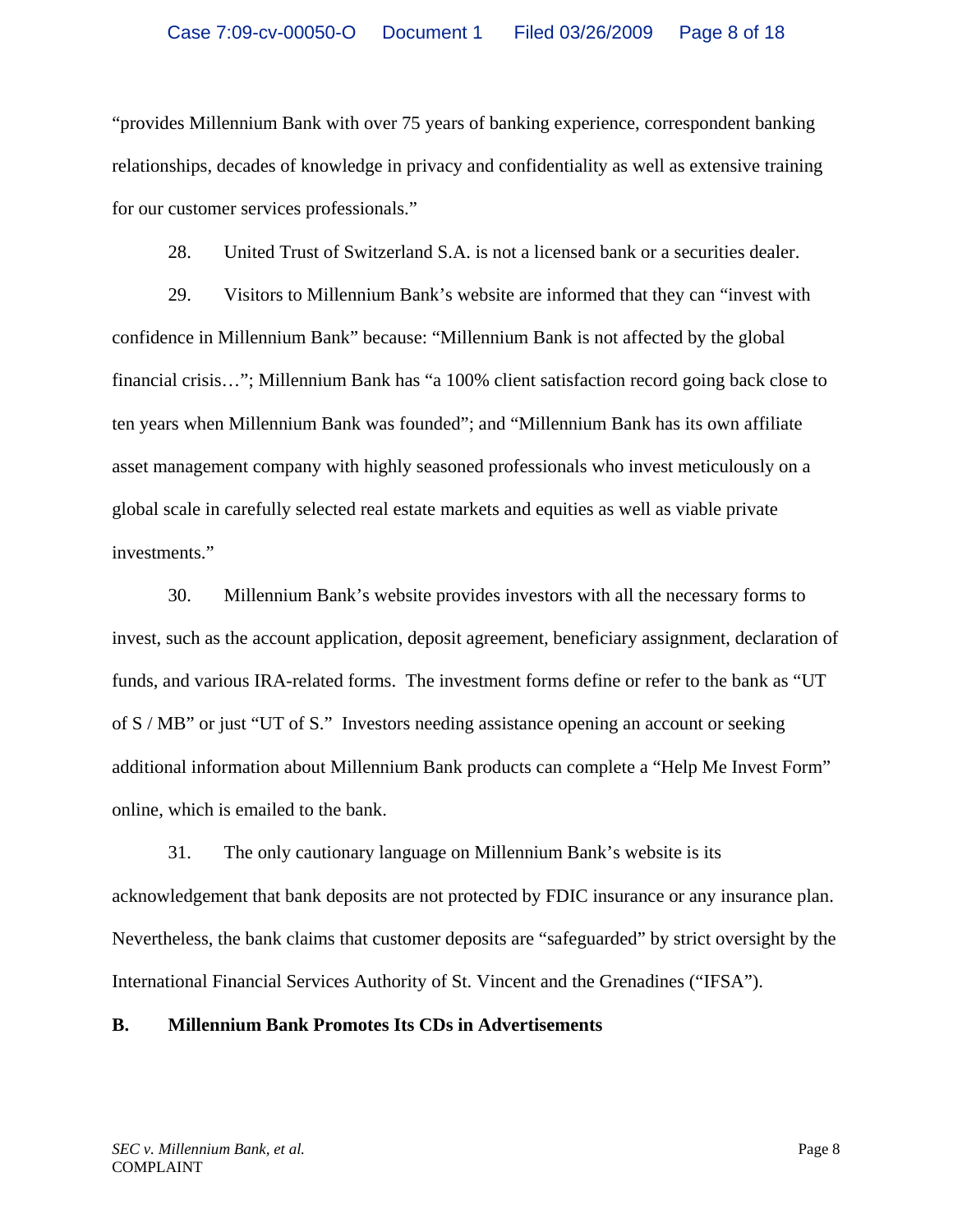"provides Millennium Bank with over 75 years of banking experience, correspondent banking relationships, decades of knowledge in privacy and confidentiality as well as extensive training for our customer services professionals."

28. United Trust of Switzerland S.A. is not a licensed bank or a securities dealer.

29. Visitors to Millennium Bank's website are informed that they can "invest with confidence in Millennium Bank" because: "Millennium Bank is not affected by the global financial crisis…"; Millennium Bank has "a 100% client satisfaction record going back close to ten years when Millennium Bank was founded"; and "Millennium Bank has its own affiliate asset management company with highly seasoned professionals who invest meticulously on a global scale in carefully selected real estate markets and equities as well as viable private investments."

30. Millennium Bank's website provides investors with all the necessary forms to invest, such as the account application, deposit agreement, beneficiary assignment, declaration of funds, and various IRA-related forms. The investment forms define or refer to the bank as "UT of S / MB" or just "UT of S." Investors needing assistance opening an account or seeking additional information about Millennium Bank products can complete a "Help Me Invest Form" online, which is emailed to the bank.

31. The only cautionary language on Millennium Bank's website is its acknowledgement that bank deposits are not protected by FDIC insurance or any insurance plan. Nevertheless, the bank claims that customer deposits are "safeguarded" by strict oversight by the International Financial Services Authority of St. Vincent and the Grenadines ("IFSA").

**B. Millennium Bank Promotes Its CDs in Advertisements**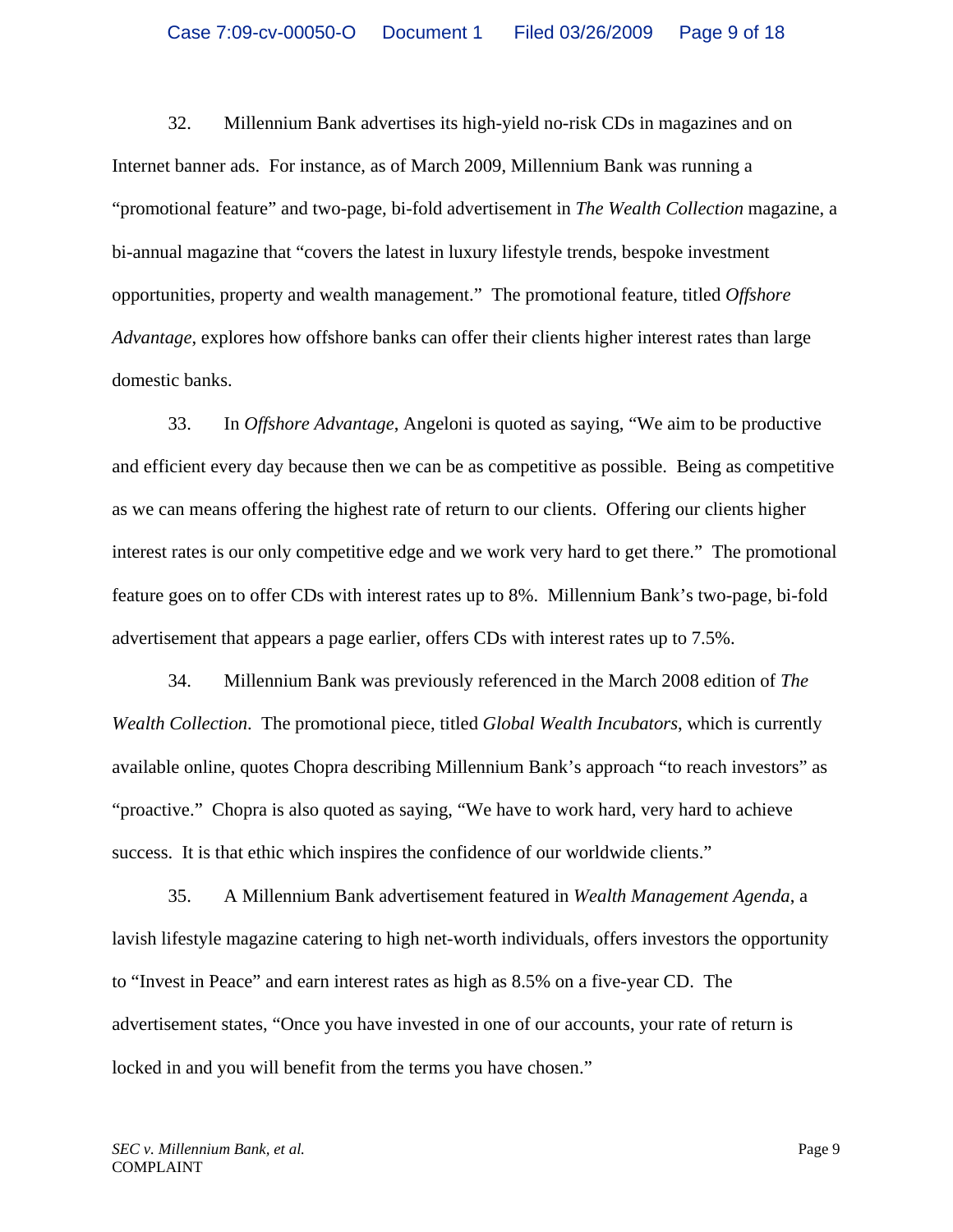32. Millennium Bank advertises its high-yield no-risk CDs in magazines and on Internet banner ads. For instance, as of March 2009, Millennium Bank was running a "promotional feature" and two-page, bi-fold advertisement in *The Wealth Collection* magazine, a bi-annual magazine that "covers the latest in luxury lifestyle trends, bespoke investment opportunities, property and wealth management." The promotional feature, titled *Offshore Advantage*, explores how offshore banks can offer their clients higher interest rates than large domestic banks.

33. In *Offshore Advantage*, Angeloni is quoted as saying, "We aim to be productive and efficient every day because then we can be as competitive as possible. Being as competitive as we can means offering the highest rate of return to our clients. Offering our clients higher interest rates is our only competitive edge and we work very hard to get there." The promotional feature goes on to offer CDs with interest rates up to 8%. Millennium Bank's two-page, bi-fold advertisement that appears a page earlier, offers CDs with interest rates up to 7.5%.

34. Millennium Bank was previously referenced in the March 2008 edition of *The Wealth Collection*. The promotional piece, titled *Global Wealth Incubators*, which is currently available online, quotes Chopra describing Millennium Bank's approach "to reach investors" as "proactive." Chopra is also quoted as saying, "We have to work hard, very hard to achieve success. It is that ethic which inspires the confidence of our worldwide clients."

35. A Millennium Bank advertisement featured in *Wealth Management Agenda*, a lavish lifestyle magazine catering to high net-worth individuals, offers investors the opportunity to "Invest in Peace" and earn interest rates as high as 8.5% on a five-year CD. The advertisement states, "Once you have invested in one of our accounts, your rate of return is locked in and you will benefit from the terms you have chosen."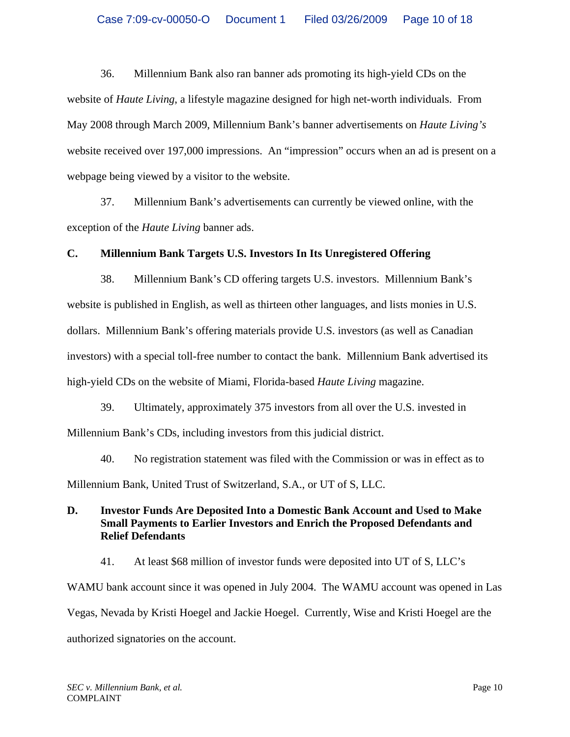36. Millennium Bank also ran banner ads promoting its high-yield CDs on the website of *Haute Living*, a lifestyle magazine designed for high net-worth individuals. From May 2008 through March 2009, Millennium Bank's banner advertisements on *Haute Living's* website received over 197,000 impressions. An "impression" occurs when an ad is present on a webpage being viewed by a visitor to the website.

37. Millennium Bank's advertisements can currently be viewed online, with the exception of the *Haute Living* banner ads.

## C. Millennium Bank Targets U.S. Investors In Its Unregistered Offering

38. Millennium Bank's CD offering targets U.S. investors. Millennium Bank's website is published in English, as well as thirteen other languages, and lists monies in U.S. dollars. Millennium Bank's offering materials provide U.S. investors (as well as Canadian investors) with a special toll-free number to contact the bank. Millennium Bank advertised its high-yield CDs on the website of Miami, Florida-based *Haute Living* magazine.

39. Ultimately, approximately 375 investors from all over the U.S. invested in Millennium Bank's CDs, including investors from this judicial district.

40. No registration statement was filed with the Commission or was in effect as to Millennium Bank, United Trust of Switzerland, S.A., or UT of S, LLC.

## D. Investor Funds Are Deposited Into a Domestic Bank Account and Used to Make Small Payments to Earlier Investors and Enrich the Proposed Defendants and Relief Defendants

41. At least $68 million of investor funds were deposited into UT of S, LLC's WAMU bank account since it was opened in July 2004. The WAMU account was opened in Las Vegas, Nevada by Kristi Hoegel and Jackie Hoegel. Currently, Wise and Kristi Hoegel are the authorized signatories on the account.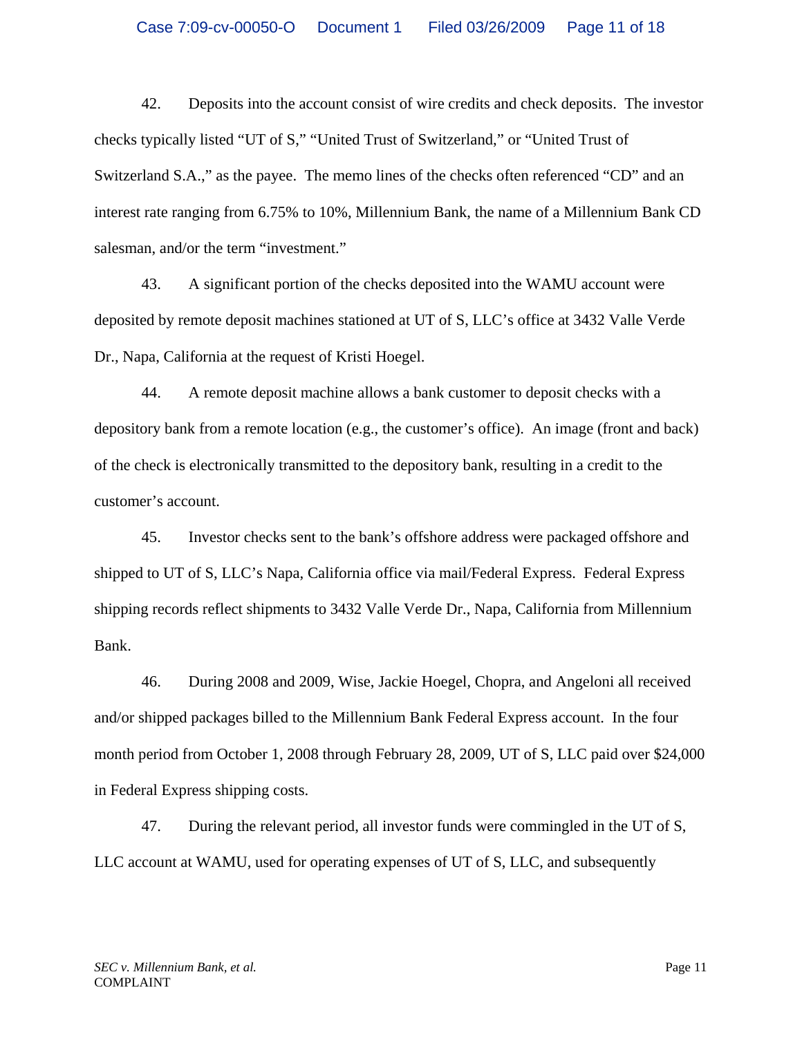42. Deposits into the account consist of wire credits and check deposits. The investor checks typically listed "UT of S," "United Trust of Switzerland," or "United Trust of Switzerland S.A.," as the payee. The memo lines of the checks often referenced "CD" and an interest rate ranging from 6.75% to 10%, Millennium Bank, the name of a Millennium Bank CD salesman, and/or the term "investment."

43. A significant portion of the checks deposited into the WAMU account were deposited by remote deposit machines stationed at UT of S, LLC's office at 3432 Valle Verde Dr., Napa, California at the request of Kristi Hoegel.

44. A remote deposit machine allows a bank customer to deposit checks with a depository bank from a remote location (e.g., the customer's office). An image (front and back) of the check is electronically transmitted to the depository bank, resulting in a credit to the customer's account.

45. Investor checks sent to the bank's offshore address were packaged offshore and shipped to UT of S, LLC's Napa, California office via mail/Federal Express. Federal Express shipping records reflect shipments to 3432 Valle Verde Dr., Napa, California from Millennium Bank.

46. During 2008 and 2009, Wise, Jackie Hoegel, Chopra, and Angeloni all received and/or shipped packages billed to the Millennium Bank Federal Express account. In the four month period from October 1, 2008 through February 28, 2009, UT of S, LLC paid over $24,000 in Federal Express shipping costs.

47. During the relevant period, all investor funds were commingled in the UT of S, LLC account at WAMU, used for operating expenses of UT of S, LLC, and subsequently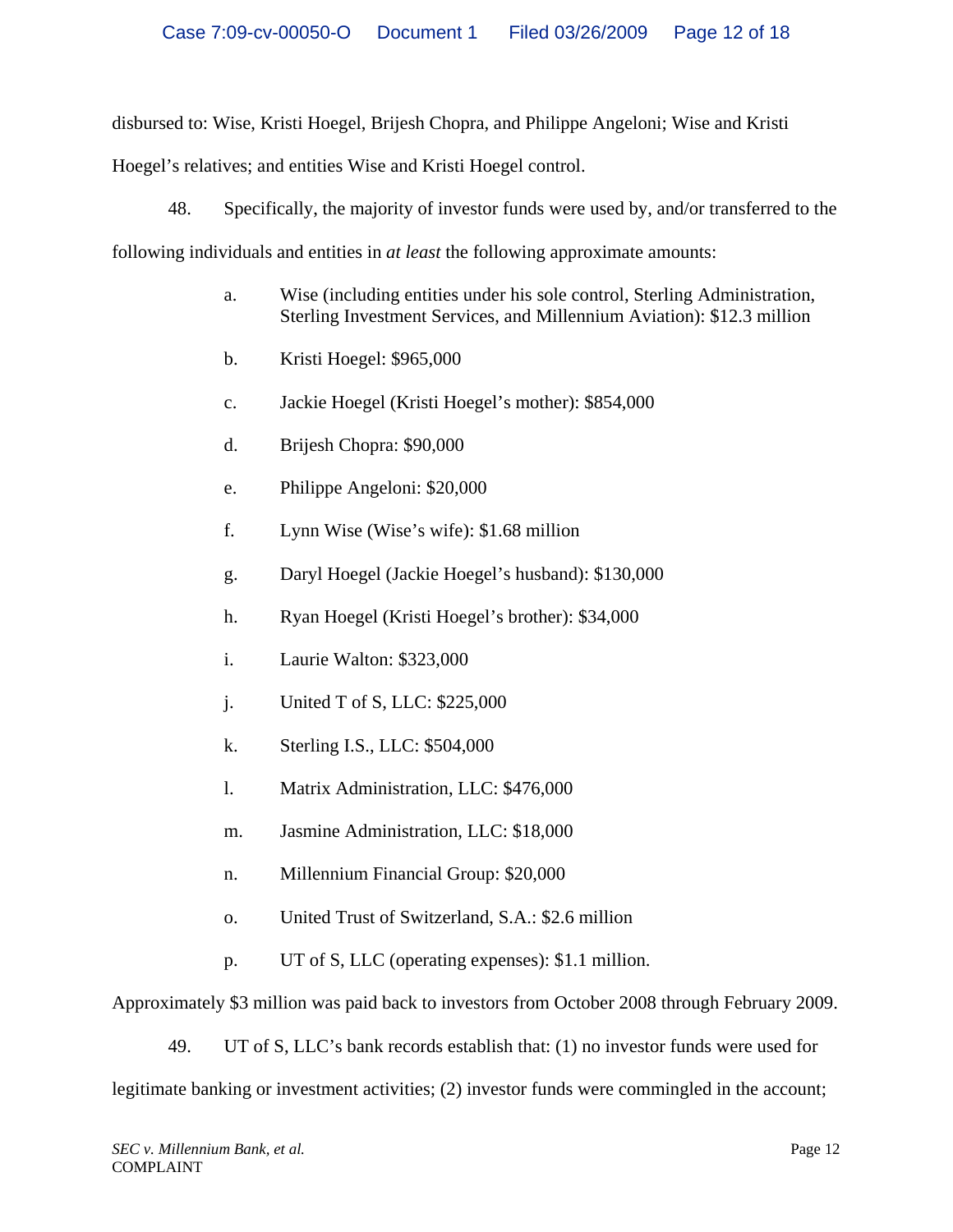disbursed to: Wise, Kristi Hoegel, Brijesh Chopra, and Philippe Angeloni; Wise and Kristi Hoegel's relatives; and entities Wise and Kristi Hoegel control.

48. Specifically, the majority of investor funds were used by, and/or transferred to the following individuals and entities in *at least* the following approximate amounts:

a. Wise (including entities under his sole control, Sterling Administration, Sterling Investment Services, and Millennium Aviation): $12.3 million

b. Kristi Hoegel: $965,000

c. Jackie Hoegel (Kristi Hoegel's mother): $854,000

d. Brijesh Chopra: $90,000

e. Philippe Angeloni: $20,000

f. Lynn Wise (Wise's wife): $1.68 million

g. Daryl Hoegel (Jackie Hoegel's husband): $130,000

h. Ryan Hoegel (Kristi Hoegel's brother): $34,000

i. Laurie Walton: $323,000

j. United T of S, LLC: $225,000

k. Sterling I.S., LLC: $504,000

l. Matrix Administration, LLC: $476,000

m. Jasmine Administration, LLC: $18,000

n. Millennium Financial Group: $20,000

o. United Trust of Switzerland, S.A.: $2.6 million

p. UT of S, LLC (operating expenses): $1.1 million.

Approximately $3 million was paid back to investors from October 2008 through February 2009.

49. UT of S, LLC's bank records establish that: (1) no investor funds were used for legitimate banking or investment activities; (2) investor funds were commingled in the account;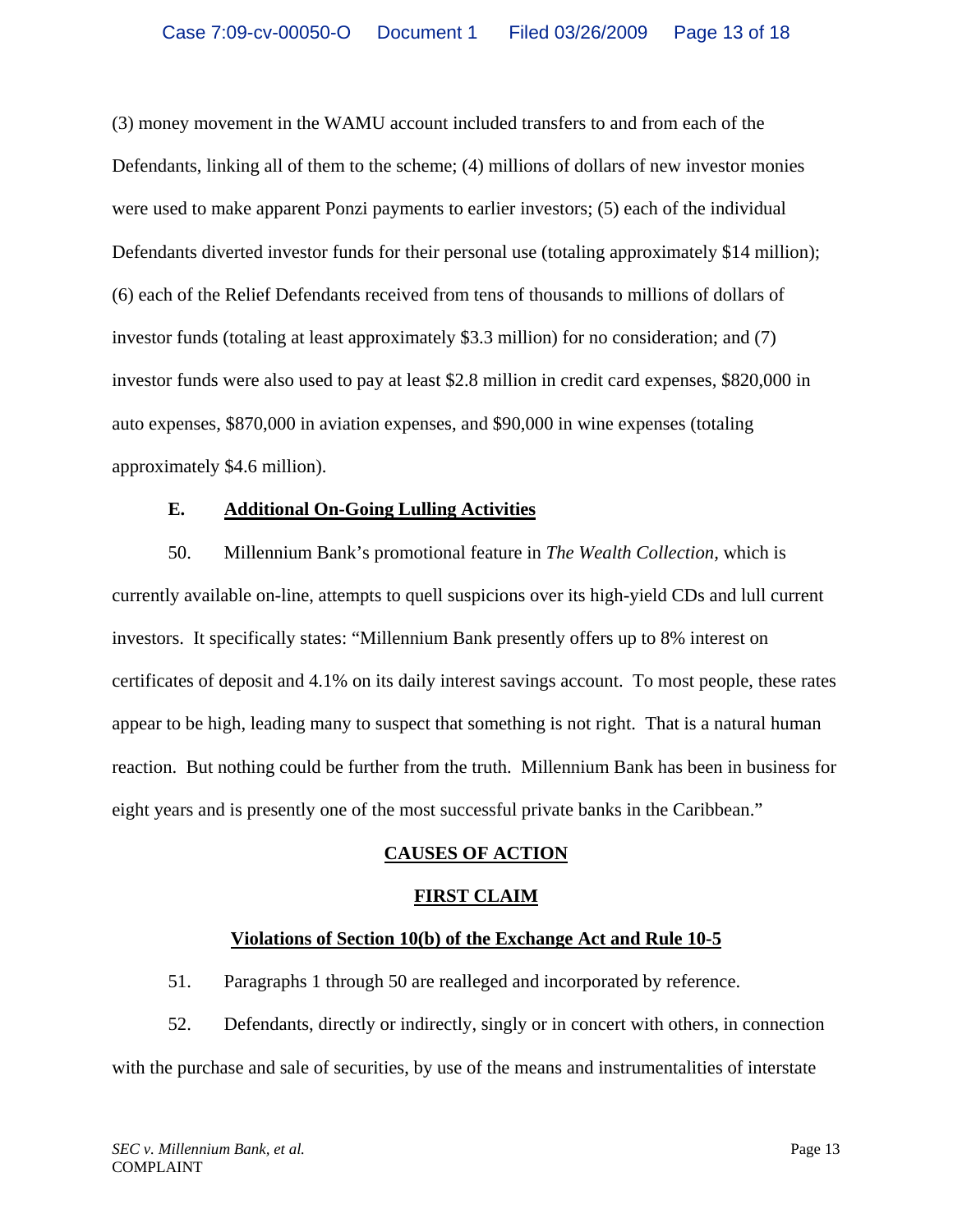(3) money movement in the WAMU account included transfers to and from each of the Defendants, linking all of them to the scheme; (4) millions of dollars of new investor monies were used to make apparent Ponzi payments to earlier investors; (5) each of the individual Defendants diverted investor funds for their personal use (totaling approximately $14 million); (6) each of the Relief Defendants received from tens of thousands to millions of dollars of investor funds (totaling at least approximately $3.3 million) for no consideration; and (7) investor funds were also used to pay at least $2.8 million in credit card expenses, $820,000 in auto expenses, $870,000 in aviation expenses, and $90,000 in wine expenses (totaling approximately $4.6 million).

### E. Additional On-Going Lulling Activities

50. Millennium Bank's promotional feature in *The Wealth Collection,* which is currently available on-line, attempts to quell suspicions over its high-yield CDs and lull current investors. It specifically states: "Millennium Bank presently offers up to 8% interest on certificates of deposit and 4.1% on its daily interest savings account. To most people, these rates appear to be high, leading many to suspect that something is not right. That is a natural human reaction. But nothing could be further from the truth. Millennium Bank has been in business for eight years and is presently one of the most successful private banks in the Caribbean."

## CAUSES OF ACTION

## FIRST CLAIM

### Violations of Section 10(b) of the Exchange Act and Rule 10-5

51. Paragraphs 1 through 50 are realleged and incorporated by reference.

52. Defendants, directly or indirectly, singly or in concert with others, in connection with the purchase and sale of securities, by use of the means and instrumentalities of interstate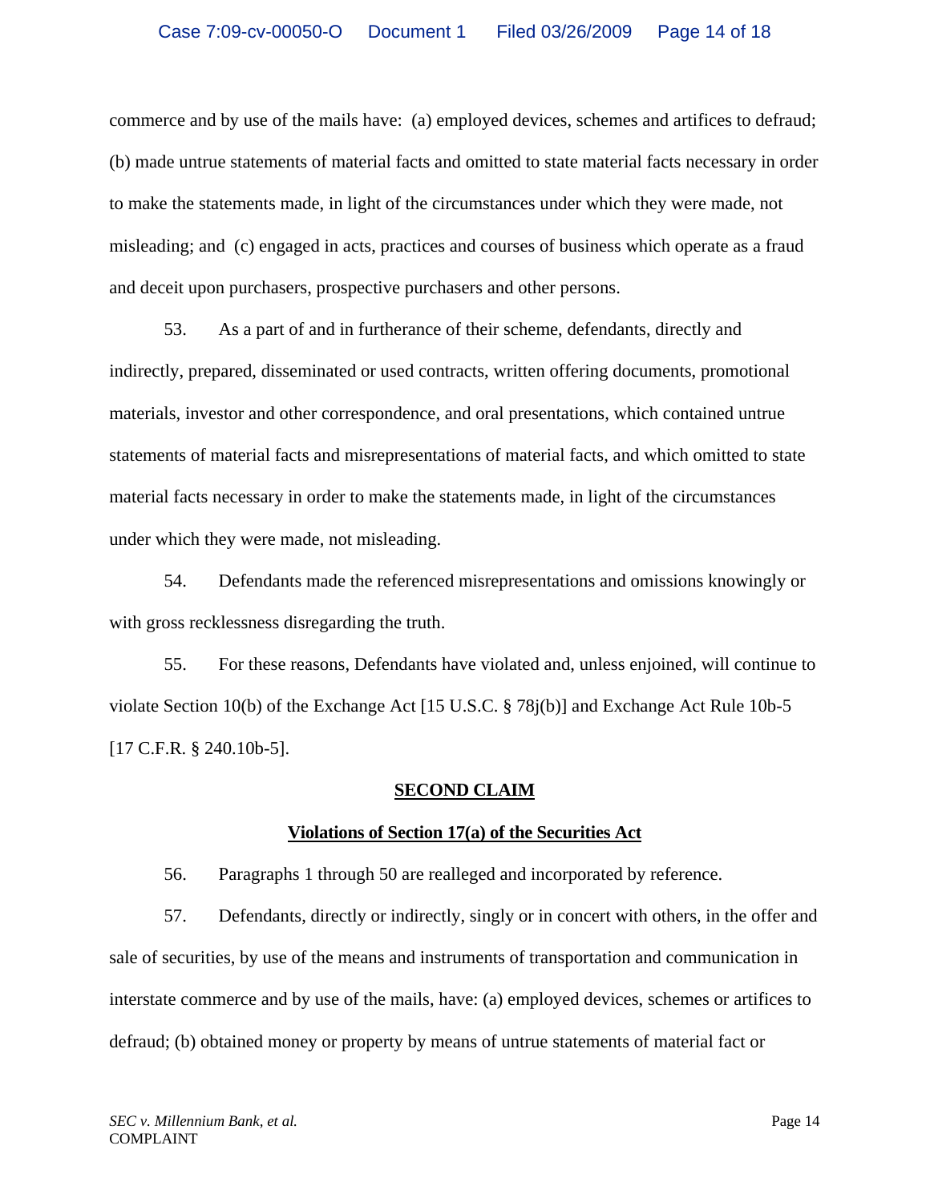commerce and by use of the mails have: (a) employed devices, schemes and artifices to defraud; (b) made untrue statements of material facts and omitted to state material facts necessary in order to make the statements made, in light of the circumstances under which they were made, not misleading; and (c) engaged in acts, practices and courses of business which operate as a fraud and deceit upon purchasers, prospective purchasers and other persons.

53. As a part of and in furtherance of their scheme, defendants, directly and indirectly, prepared, disseminated or used contracts, written offering documents, promotional materials, investor and other correspondence, and oral presentations, which contained untrue statements of material facts and misrepresentations of material facts, and which omitted to state material facts necessary in order to make the statements made, in light of the circumstances under which they were made, not misleading.

54. Defendants made the referenced misrepresentations and omissions knowingly or with gross recklessness disregarding the truth.

55. For these reasons, Defendants have violated and, unless enjoined, will continue to violate Section 10(b) of the Exchange Act [15 U.S.C. § 78j(b)] and Exchange Act Rule 10b-5 [17 C.F.R. § 240.10b-5].

## SECOND CLAIM

### Violations of Section 17(a) of the Securities Act

56. Paragraphs 1 through 50 are realleged and incorporated by reference.

57. Defendants, directly or indirectly, singly or in concert with others, in the offer and sale of securities, by use of the means and instruments of transportation and communication in interstate commerce and by use of the mails, have: (a) employed devices, schemes or artifices to defraud; (b) obtained money or property by means of untrue statements of material fact or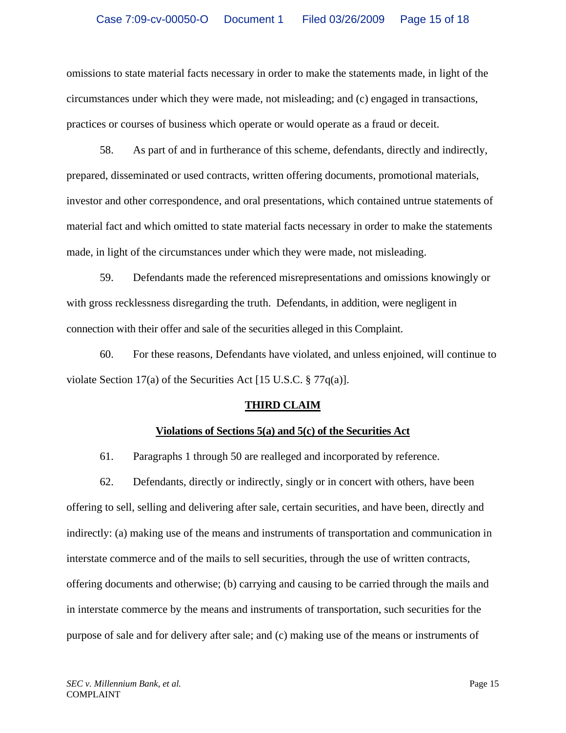omissions to state material facts necessary in order to make the statements made, in light of the circumstances under which they were made, not misleading; and (c) engaged in transactions, practices or courses of business which operate or would operate as a fraud or deceit.

58. As part of and in furtherance of this scheme, defendants, directly and indirectly, prepared, disseminated or used contracts, written offering documents, promotional materials, investor and other correspondence, and oral presentations, which contained untrue statements of material fact and which omitted to state material facts necessary in order to make the statements made, in light of the circumstances under which they were made, not misleading.

59. Defendants made the referenced misrepresentations and omissions knowingly or with gross recklessness disregarding the truth. Defendants, in addition, were negligent in connection with their offer and sale of the securities alleged in this Complaint.

60. For these reasons, Defendants have violated, and unless enjoined, will continue to violate Section 17(a) of the Securities Act [15 U.S.C. § 77q(a)].

## THIRD CLAIM

### Violations of Sections 5(a) and 5(c) of the Securities Act

61. Paragraphs 1 through 50 are realleged and incorporated by reference.

62. Defendants, directly or indirectly, singly or in concert with others, have been offering to sell, selling and delivering after sale, certain securities, and have been, directly and indirectly: (a) making use of the means and instruments of transportation and communication in interstate commerce and of the mails to sell securities, through the use of written contracts, offering documents and otherwise; (b) carrying and causing to be carried through the mails and in interstate commerce by the means and instruments of transportation, such securities for the purpose of sale and for delivery after sale; and (c) making use of the means or instruments of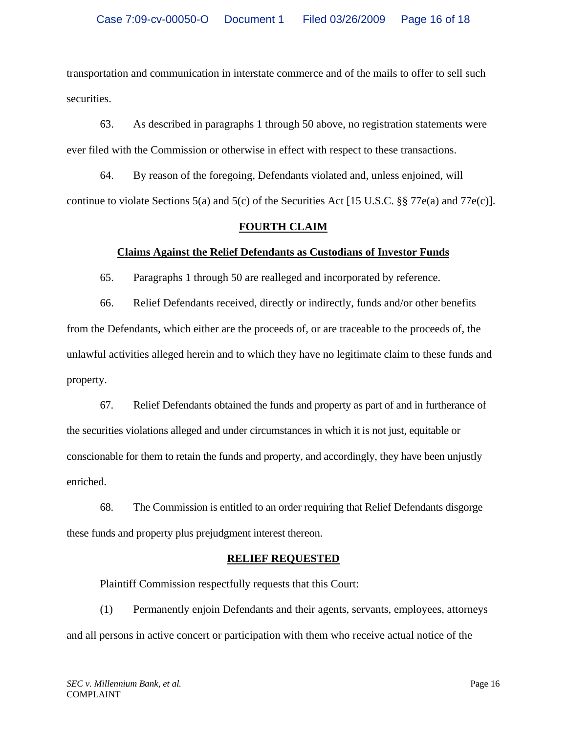transportation and communication in interstate commerce and of the mails to offer to sell such securities.

63. As described in paragraphs 1 through 50 above, no registration statements were ever filed with the Commission or otherwise in effect with respect to these transactions.

64. By reason of the foregoing, Defendants violated and, unless enjoined, will continue to violate Sections 5(a) and 5(c) of the Securities Act [15 U.S.C. §§ 77e(a) and 77e(c)].

## FOURTH CLAIM

### Claims Against the Relief Defendants as Custodians of Investor Funds

65. Paragraphs 1 through 50 are realleged and incorporated by reference.

66. Relief Defendants received, directly or indirectly, funds and/or other benefits from the Defendants, which either are the proceeds of, or are traceable to the proceeds of, the unlawful activities alleged herein and to which they have no legitimate claim to these funds and property.

67. Relief Defendants obtained the funds and property as part of and in furtherance of the securities violations alleged and under circumstances in which it is not just, equitable or conscionable for them to retain the funds and property, and accordingly, they have been unjustly enriched.

68. The Commission is entitled to an order requiring that Relief Defendants disgorge these funds and property plus prejudgment interest thereon.

## RELIEF REQUESTED

Plaintiff Commission respectfully requests that this Court:

(1) Permanently enjoin Defendants and their agents, servants, employees, attorneys and all persons in active concert or participation with them who receive actual notice of the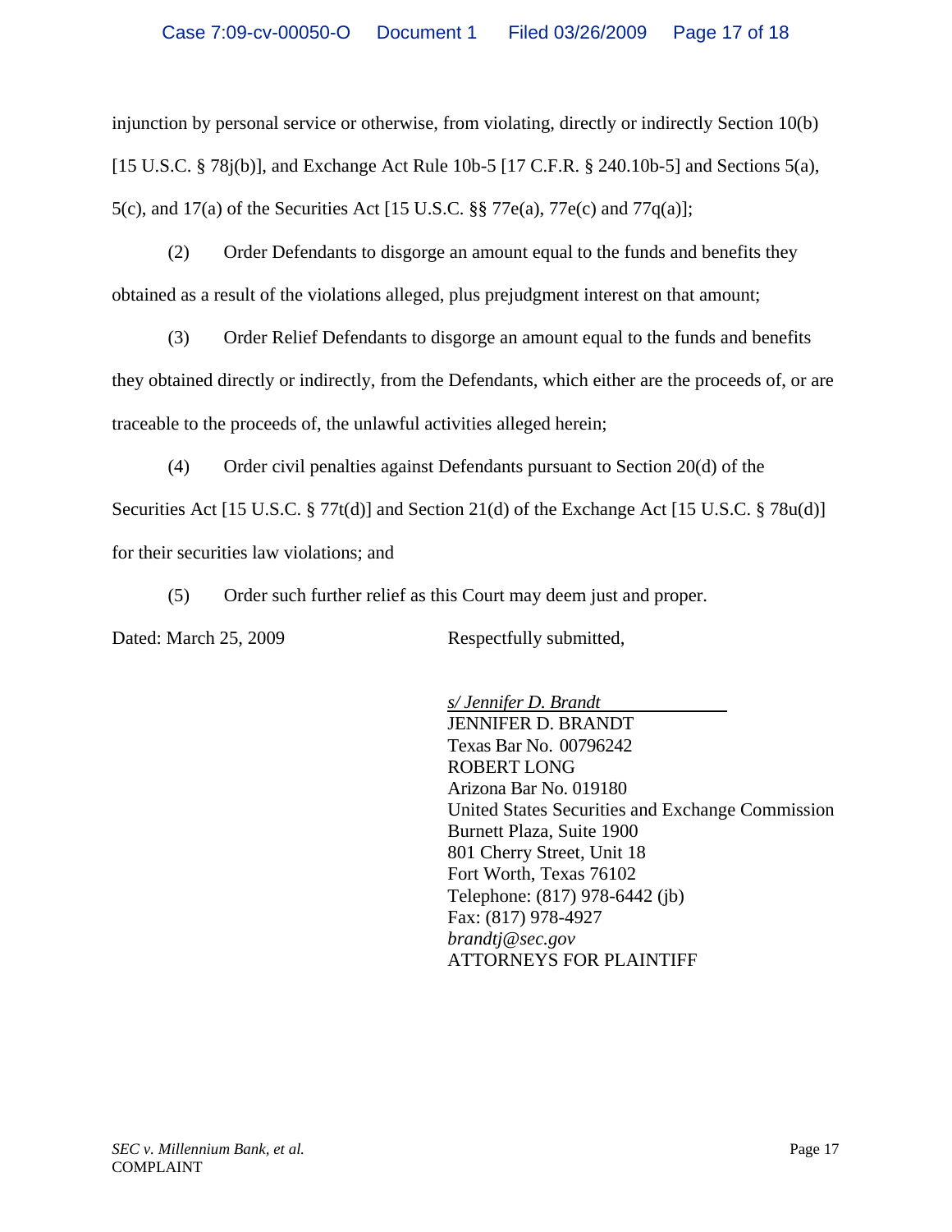injunction by personal service or otherwise, from violating, directly or indirectly Section 10(b) [15 U.S.C. § 78j(b)], and Exchange Act Rule 10b-5 [17 C.F.R. § 240.10b-5] and Sections 5(a), 5(c), and 17(a) of the Securities Act [15 U.S.C. §§ 77e(a), 77e(c) and 77q(a)];

(2) Order Defendants to disgorge an amount equal to the funds and benefits they obtained as a result of the violations alleged, plus prejudgment interest on that amount;

(3) Order Relief Defendants to disgorge an amount equal to the funds and benefits they obtained directly or indirectly, from the Defendants, which either are the proceeds of, or are traceable to the proceeds of, the unlawful activities alleged herein;

(4) Order civil penalties against Defendants pursuant to Section 20(d) of the Securities Act [15 U.S.C. § 77t(d)] and Section 21(d) of the Exchange Act [15 U.S.C. § 78u(d)] for their securities law violations; and

(5) Order such further relief as this Court may deem just and proper.

Dated: March 25, 2009

Respectfully submitted,

*s/ Jennifer D. Brandt*
JENNIFER D. BRANDT
Texas Bar No. 00796242
ROBERT LONG
Arizona Bar No. 019180
United States Securities and Exchange Commission
Burnett Plaza, Suite 1900
801 Cherry Street, Unit 18
Fort Worth, Texas 76102
Telephone: (817) 978-6442 (jb)
Fax: (817) 978-4927
*brandtj@sec.gov*
ATTORNEYS FOR PLAINTIFF

*SEC v. Millennium Bank, et al.*
COMPLAINT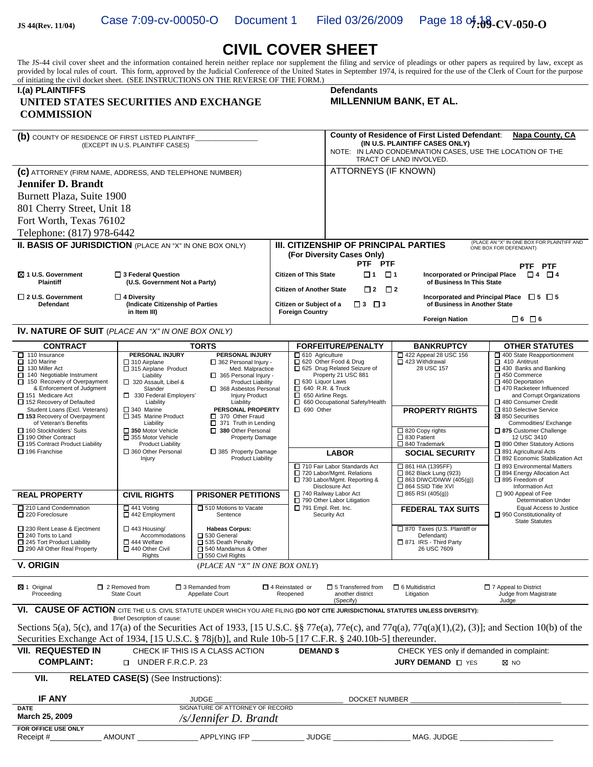JS 44(Rev. 11/04)

7:09-CV-050-O

# CIVIL COVER SHEET

The JS-44 civil cover sheet and the information contained herein neither replace nor supplement the filing and service of pleadings or other papers as required by law, except as provided by local rules of court. This form, approved by the Judicial Conference of the United States in September 1974, is required for the use of the Clerk of Court for the purpose of initiating the civil docket sheet. (SEE INSTRUCTIONS ON THE REVERSE OF THE FORM.)

**I.(a) PLAINTIFFS**

**UNITED STATES SECURITIES AND EXCHANGE COMMISSION**

**Defendants**

**MILLENNIUM BANK, ET AL.**

**(b)** COUNTY OF RESIDENCE OF FIRST LISTED PLAINTIFF________________
(EXCEPT IN U.S. PLAINTIFF CASES)

**County of Residence of First Listed Defendant**: **Napa County, CA**
**(IN U.S. PLAINTIFF CASES ONLY)**
NOTE: IN LAND CONDEMNATION CASES, USE THE LOCATION OF THE TRACT OF LAND INVOLVED.

**(c)** ATTORNEY (FIRM NAME, ADDRESS, AND TELEPHONE NUMBER)

**Jennifer D. Brandt**
Burnett Plaza, Suite 1900
801 Cherry Street, Unit 18
Fort Worth, Texas 76102
Telephone: (817) 978-6442

ATTORNEYS (IF KNOWN)

**II. BASIS OF JURISDICTION** (PLACE AN "X" IN ONE BOX ONLY)

- ☒ 1 U.S. Government Plaintiff
- ☐ 3 Federal Question (U.S. Government Not a Party)
- ☐ 2 U.S. Government Defendant
- ☐ 4 Diversity (Indicate Citizenship of Parties in Item III)

**III. CITIZENSHIP OF PRINCIPAL PARTIES** (PLACE AN "X" IN ONE BOX FOR PLAINTIFF AND ONE BOX FOR DEFENDANT)
**(For Diversity Cases Only)**

| | PTF | PTF | | PTF | PTF |
|---|---|---|---|---|---|
| Citizen of This State | ☐ 1 | ☐ 1 | Incorporated or Principal Place of Business In This State | ☐ 4 | ☐ 4 |
| Citizen of Another State | ☐ 2 | ☐ 2 | Incorporated and Principal Place of Business in Another State | ☐ 5 | ☐ 5 |
| Citizen or Subject of a Foreign Country | ☐ 3 | ☐ 3 | Foreign Nation | ☐ 6 | ☐ 6 |

**IV. NATURE OF SUIT** (*PLACE AN "X" IN ONE BOX ONLY*)

**CONTRACT**
- ☐ 110 Insurance
- ☐ 120 Marine
- ☐ 130 Miller Act
- ☐ 140 Negotiable Instrument
- ☐ 150 Recovery of Overpayment & Enforcement of Judgment
- ☐ 151 Medicare Act
- ☐ 152 Recovery of Defaulted Student Loans (Excl. Veterans)
- ☐ 153 Recovery of Overpayment of Veteran's Benefits
- ☐ 160 Stockholders' Suits
- ☐ 190 Other Contract
- ☐ 195 Contract Product Liability
- ☐ 196 Franchise

**TORTS**

PERSONAL INJURY
- ☐ 310 Airplane
- ☐ 315 Airplane Product Liability
- ☐ 320 Assault, Libel & Slander
- ☐ 330 Federal Employers' Liability
- ☐ 340 Marine
- ☐ 345 Marine Product Liability
- ☐ 350 Motor Vehicle
- ☐ 355 Motor Vehicle Product Liability
- ☐ 360 Other Personal Injury

PERSONAL INJURY
- ☐ 362 Personal Injury - Med. Malpractice
- ☐ 365 Personal Injury - Product Liability
- ☐ 368 Asbestos Personal Injury Product Liability

PERSONAL PROPERTY
- ☐ 370 Other Fraud
- ☐ 371 Truth in Lending
- ☐ 380 Other Personal Property Damage
- ☐ 385 Property Damage Product Liability

**FORFEITURE/PENALTY**
- ☐ 610 Agriculture
- ☐ 620 Other Food & Drug
- ☐ 625 Drug Related Seizure of Property 21 USC 881
- ☐ 630 Liquor Laws
- ☐ 640 R.R. & Truck
- ☐ 650 Airline Regs.
- ☐ 660 Occupational Safety/Health
- ☐ 690 Other

**LABOR**
- ☐ 710 Fair Labor Standards Act
- ☐ 720 Labor/Mgmt. Relations
- ☐ 730 Labor/Mgmt. Reporting & Disclosure Act
- ☐ 740 Railway Labor Act
- ☐ 790 Other Labor Litigation
- ☐ 791 Empl. Ret. Inc. Security Act

**BANKRUPTCY**
- ☐ 422 Appeal 28 USC 156
- ☐ 423 Withdrawal 28 USC 157

**PROPERTY RIGHTS**
- ☐ 820 Copy rights
- ☐ 830 Patient
- ☐ 840 Trademark

**SOCIAL SECURITY**
- ☐ 861 HIA (1395FF)
- ☐ 862 Black Lung (923)
- ☐ 863 DIWC/DIWW (405(g))
- ☐ 864 SSID Title XVI
- ☐ 865 RSI (405(g))

**FEDERAL TAX SUITS**
- ☐ 870 Taxes (U.S. Plaintiff or Defendant)
- ☐ 871 IRS - Third Party 26 USC 7609

**OTHER STATUTES**
- ☐ 400 State Reapportionment
- ☐ 410 Antitrust
- ☐ 430 Banks and Banking
- ☐ 450 Commerce
- ☐ 460 Deportation
- ☐ 470 Racketeer Influenced and Corrupt Organizations
- ☐ 480 Consumer Credit
- ☐ 810 Selective Service
- ☒ 850 Securities Commodities/ Exchange
- ☐ 875 Customer Challenge 12 USC 3410
- ☐ 890 Other Statutory Actions
- ☐ 891 Agricultural Acts
- ☐ 892 Economic Stabilization Act
- ☐ 893 Environmental Matters
- ☐ 894 Energy Allocation Act
- ☐ 895 Freedom of Information Act
- ☐ 900 Appeal of Fee Determination Under Equal Access to Justice
- ☐ 950 Constitutionality of State Statutes

**REAL PROPERTY**
- ☐ 210 Land Condemnation
- ☐ 220 Foreclosure
- ☐ 230 Rent Lease & Ejectment
- ☐ 240 Torts to Land
- ☐ 245 Tort Product Liability
- ☐ 290 All Other Real Property

**CIVIL RIGHTS**
- ☐ 441 Voting
- ☐ 442 Employment
- ☐ 443 Housing/ Accommodations
- ☐ 444 Welfare
- ☐ 440 Other Civil Rights

**PRISONER PETITIONS**
- ☐ 510 Motions to Vacate Sentence

Habeas Corpus:
- ☐ 530 General
- ☐ 535 Death Penalty
- ☐ 540 Mandamus & Other
- ☐ 550 Civil Rights

**V. ORIGIN** (*PLACE AN "X" IN ONE BOX ONLY*)

- ☒ 1 Original Proceeding
- ☐ 2 Removed from State Court
- ☐ 3 Remanded from Appellate Court
- ☐ 4 Reinstated or Reopened
- ☐ 5 Transferred from another district (Specify)
- ☐ 6 Multidistrict Litigation
- ☐ 7 Appeal to District Judge from Magistrate Judge

**VI. CAUSE OF ACTION** CITE THE U.S. CIVIL STATUTE UNDER WHICH YOU ARE FILING **(DO NOT CITE JURISDICTIONAL STATUTES UNLESS DIVERSITY):**
Brief Description of cause:

Sections 5(a), 5(c), and 17(a) of the Securities Act of 1933, [15 U.S.C. §§ 77e(a), 77e(c), and 77q(a), 77q(a)(1),(2), (3)]; and Section 10(b) of the Securities Exchange Act of 1934, [15 U.S.C. § 78j(b)], and Rule 10b-5 [17 C.F.R. § 240.10b-5] thereunder.

**VII. REQUESTED IN COMPLAINT:** CHECK IF THIS IS A CLASS ACTION ☐ UNDER F.R.C.P. 23 **DEMAND $** CHECK YES only if demanded in complaint: **JURY DEMAND** ☐ YES ☒ NO

**VII. RELATED CASE(S)** (See Instructions):

**IF ANY** JUDGE ____________________ DOCKET NUMBER ____________________

**DATE**
**March 25, 2009**

SIGNATURE OF ATTORNEY OF RECORD
*/s/Jennifer D. Brandt*

**FOR OFFICE USE ONLY**
Receipt #____________ AMOUNT ______________ APPLYING IFP ____________ JUDGE __________________ MAG. JUDGE ______________________